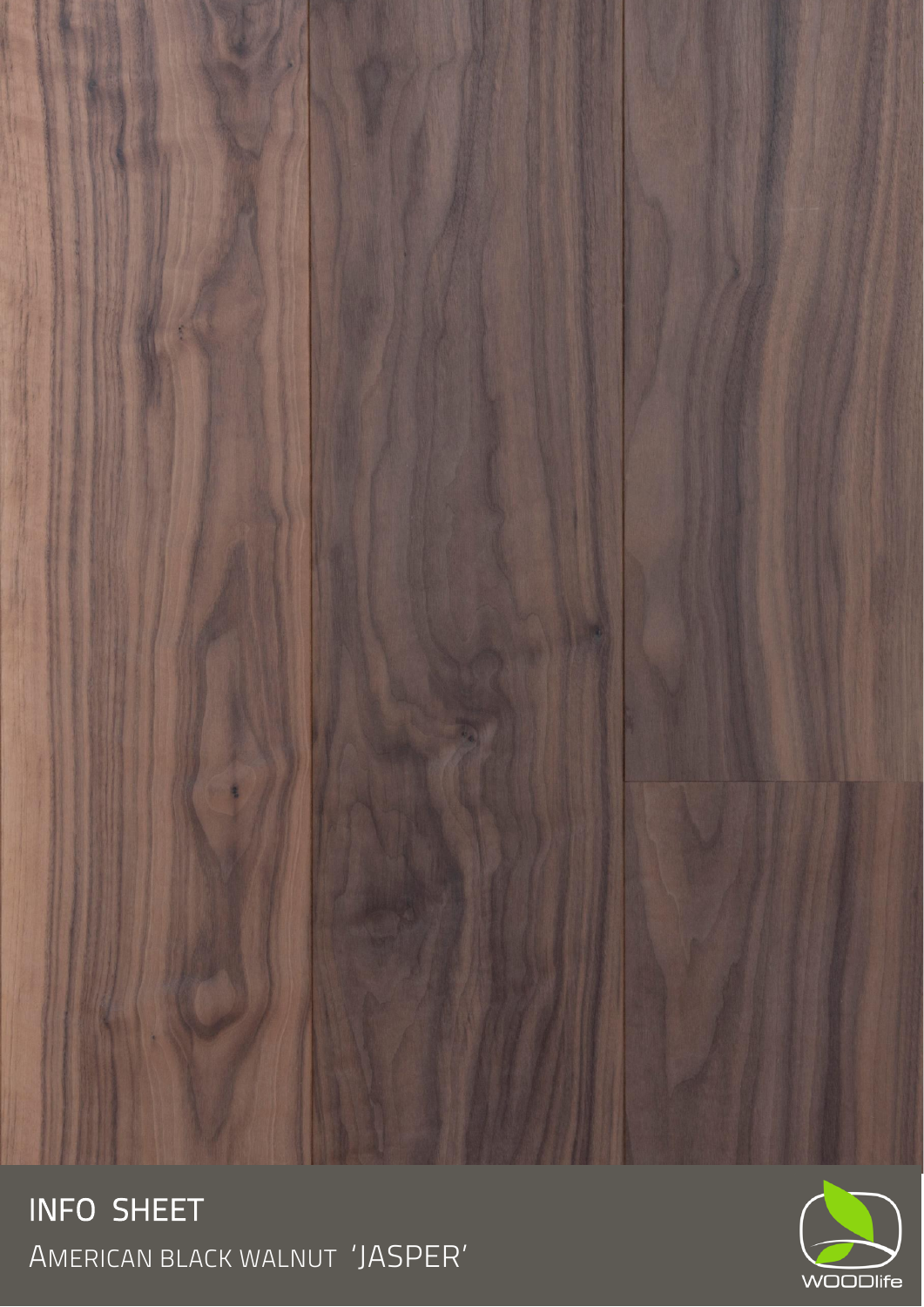# INFO SHEET

## AMERICAN BLACK WALNUT 'JASPER'

WOODlife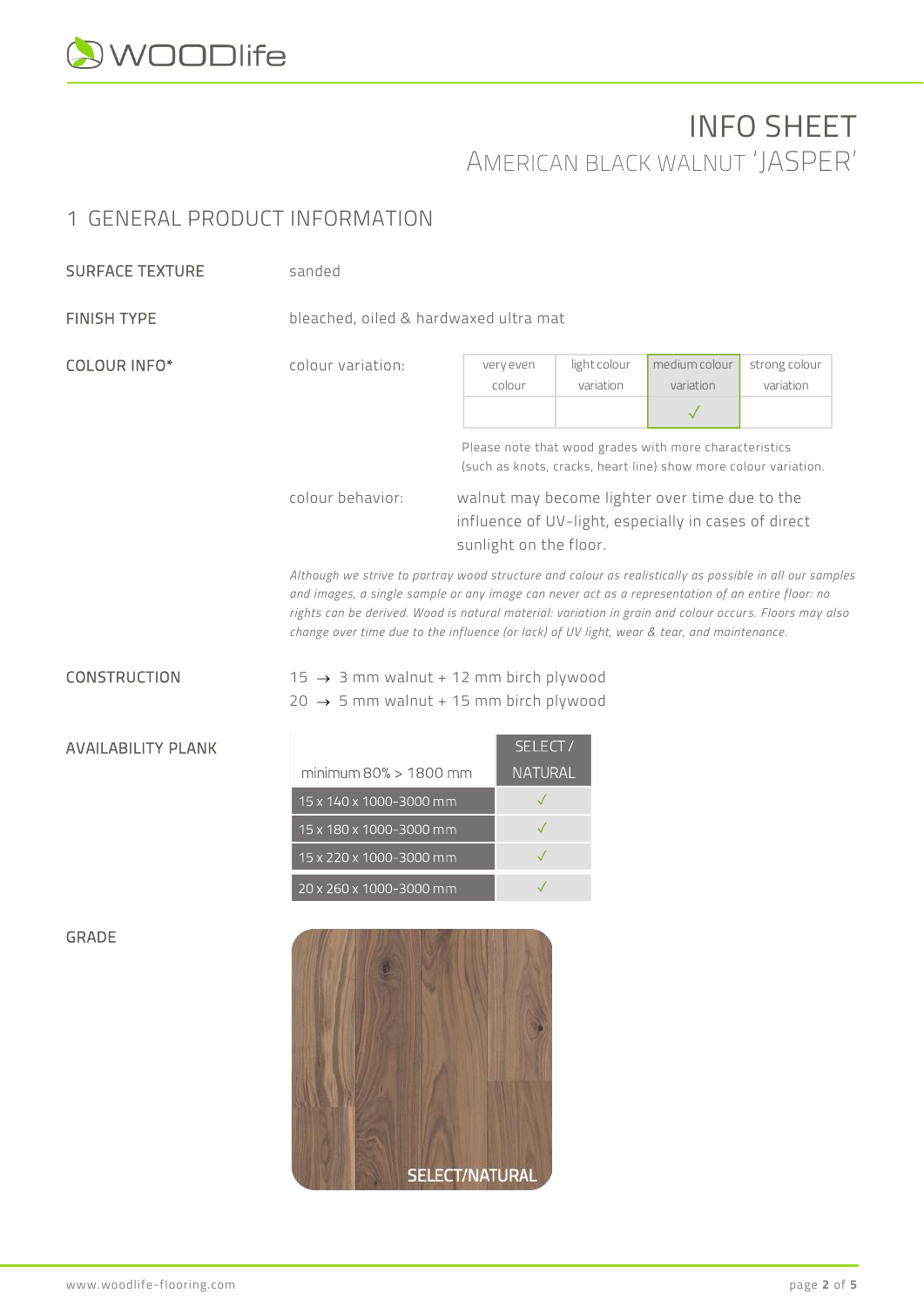# INFO SHEET
## American Black Walnut 'JASPER'

## 1 GENERAL PRODUCT INFORMATION

**SURFACE TEXTURE** sanded

**FINISH TYPE** bleached, oiled & hardwaxed ultra mat

**COLOUR INFO***

colour variation:

| very even colour | light colour variation | medium colour variation | strong colour variation |
|---|---|---|---|
| | | ✓ | |

Please note that wood grades with more characteristics (such as knots, cracks, heart line) show more colour variation.

colour behavior: walnut may become lighter over time due to the influence of UV-light, especially in cases of direct sunlight on the floor.

*Although we strive to portray wood structure and colour as realistically as possible in all our samples and images, a single sample or any image can never act as a representation of an entire floor: no rights can be derived. Wood is natural material: variation in grain and colour occurs. Floors may also change over time due to the influence (or lack) of UV light, wear & tear, and maintenance.*

**CONSTRUCTION**

15 → 3 mm walnut + 12 mm birch plywood
20 → 5 mm walnut + 15 mm birch plywood

**AVAILABILITY PLANK**

| minimum 80% > 1800 mm | SELECT / NATURAL |
|---|---|
| 15 x 140 x 1000-3000 mm | ✓ |
| 15 x 180 x 1000-3000 mm | ✓ |
| 15 x 220 x 1000-3000 mm | ✓ |
| 20 x 260 x 1000-3000 mm | ✓ |

**GRADE**

SELECT/NATURAL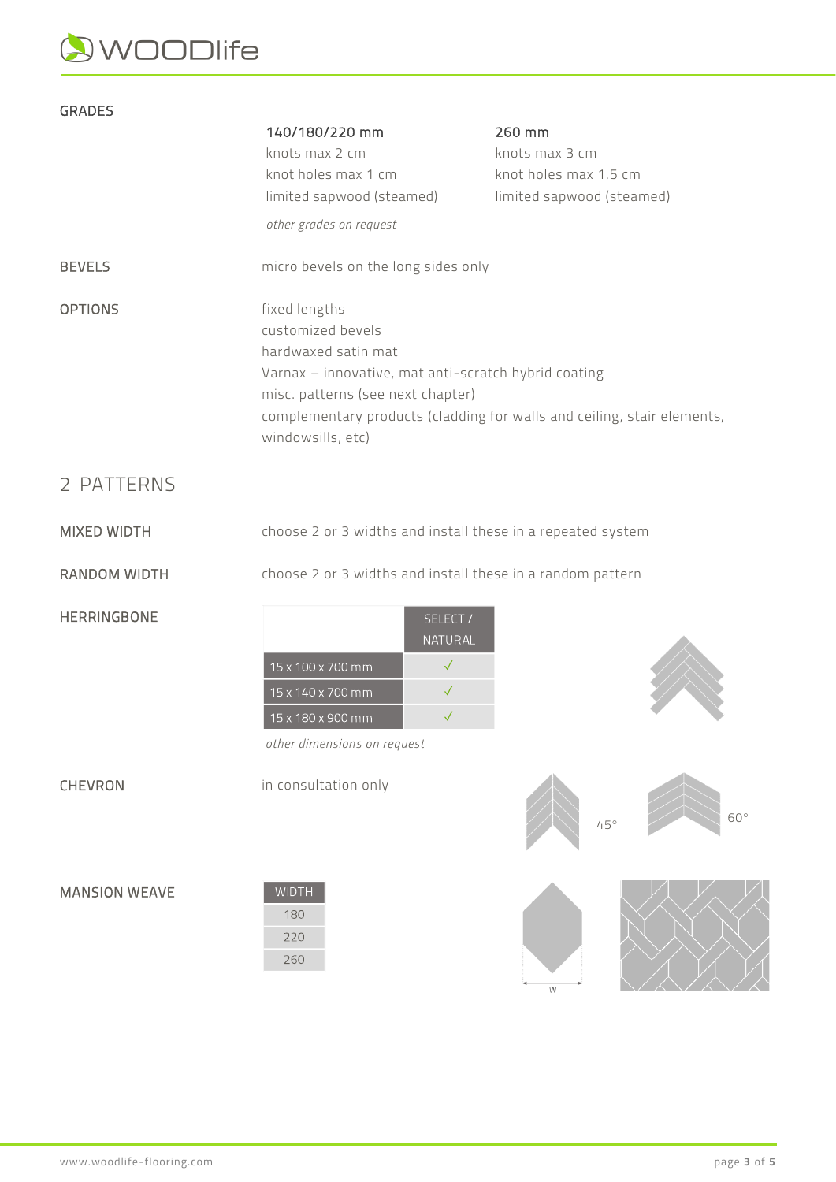**GRADES**

| 140/180/220 mm | 260 mm |
|---|---|
| knots max 2 cm | knots max 3 cm |
| knot holes max 1 cm | knot holes max 1.5 cm |
| limited sapwood (steamed) | limited sapwood (steamed) |

*other grades on request*

**BEVELS**

micro bevels on the long sides only

**OPTIONS**

fixed lengths
customized bevels
hardwaxed satin mat
Varnax – innovative, mat anti-scratch hybrid coating
misc. patterns (see next chapter)
complementary products (cladding for walls and ceiling, stair elements, windowsills, etc)

## 2 PATTERNS

**MIXED WIDTH**

choose 2 or 3 widths and install these in a repeated system

**RANDOM WIDTH**

choose 2 or 3 widths and install these in a random pattern

**HERRINGBONE**

| | SELECT / NATURAL |
|---|---|
| 15 x 100 x 700 mm | ✓ |
| 15 x 140 x 700 mm | ✓ |
| 15 x 180 x 900 mm | ✓ |

*other dimensions on request*

**CHEVRON**

in consultation only

45°

60°

**MANSION WEAVE**

| WIDTH |
|---|
| 180 |
| 220 |
| 260 |

W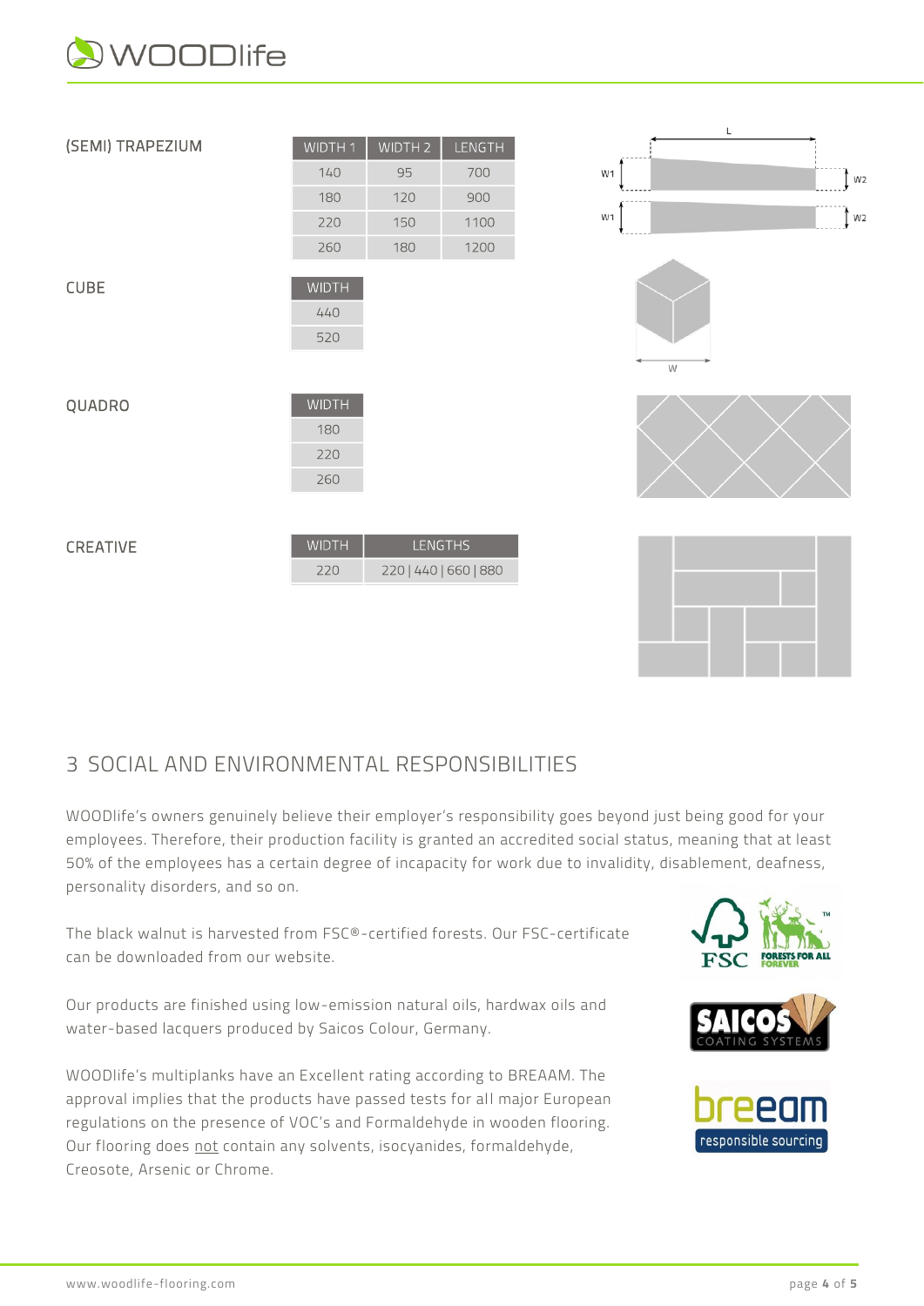(SEMI) TRAPEZIUM

| WIDTH 1 | WIDTH 2 | LENGTH |
|---|---|---|
| 140 | 95 | 700 |
| 180 | 120 | 900 |
| 220 | 150 | 1100 |
| 260 | 180 | 1200 |

CUBE

| WIDTH |
|---|
| 440 |
| 520 |

QUADRO

| WIDTH |
|---|
| 180 |
| 220 |
| 260 |

CREATIVE

| WIDTH | LENGTHS |
|---|---|
| 220 | 220 \| 440 \| 660 \| 880 |

## 3 SOCIAL AND ENVIRONMENTAL RESPONSIBILITIES

WOODlife's owners genuinely believe their employer's responsibility goes beyond just being good for your employees. Therefore, their production facility is granted an accredited social status, meaning that at least 50% of the employees has a certain degree of incapacity for work due to invalidity, disablement, deafness, personality disorders, and so on.

The black walnut is harvested from FSC®-certified forests. Our FSC-certificate can be downloaded from our website.

Our products are finished using low-emission natural oils, hardwax oils and water-based lacquers produced by Saicos Colour, Germany.

WOODlife's multiplanks have an Excellent rating according to BREAAM. The approval implies that the products have passed tests for all major European regulations on the presence of VOC's and Formaldehyde in wooden flooring. Our flooring does not contain any solvents, isocyanides, formaldehyde, Creosote, Arsenic or Chrome.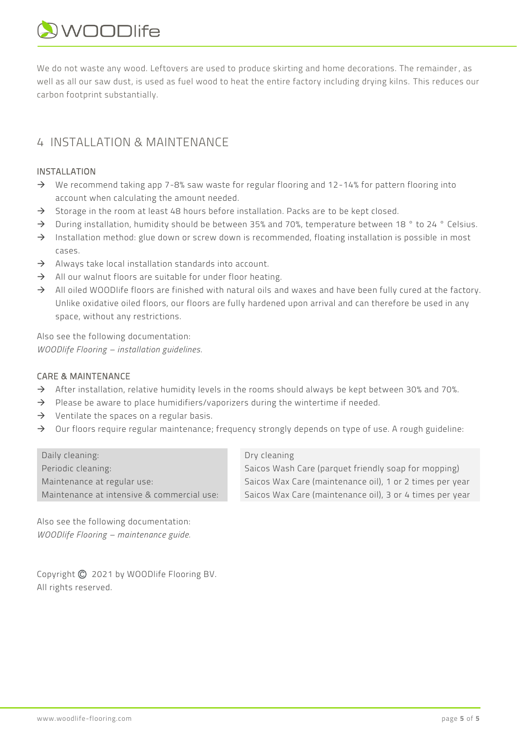We do not waste any wood. Leftovers are used to produce skirting and home decorations. The remainder, as well as all our saw dust, is used as fuel wood to heat the entire factory including drying kilns. This reduces our carbon footprint substantially.

## 4 INSTALLATION & MAINTENANCE

### INSTALLATION

- → We recommend taking app 7-8% saw waste for regular flooring and 12-14% for pattern flooring into account when calculating the amount needed.
- → Storage in the room at least 48 hours before installation. Packs are to be kept closed.
- → During installation, humidity should be between 35% and 70%, temperature between 18 ° to 24 ° Celsius.
- → Installation method: glue down or screw down is recommended, floating installation is possible in most cases.
- → Always take local installation standards into account.
- → All our walnut floors are suitable for under floor heating.
- → All oiled WOODlife floors are finished with natural oils and waxes and have been fully cured at the factory. Unlike oxidative oiled floors, our floors are fully hardened upon arrival and can therefore be used in any space, without any restrictions.

Also see the following documentation:
*WOODlife Flooring – installation guidelines.*

### CARE & MAINTENANCE

- → After installation, relative humidity levels in the rooms should always be kept between 30% and 70%.
- → Please be aware to place humidifiers/vaporizers during the wintertime if needed.
- → Ventilate the spaces on a regular basis.
- → Our floors require regular maintenance; frequency strongly depends on type of use. A rough guideline:

| | |
|---|---|
| Daily cleaning: | Dry cleaning |
| Periodic cleaning: | Saicos Wash Care (parquet friendly soap for mopping) |
| Maintenance at regular use: | Saicos Wax Care (maintenance oil), 1 or 2 times per year |
| Maintenance at intensive & commercial use: | Saicos Wax Care (maintenance oil), 3 or 4 times per year |

Also see the following documentation:
*WOODlife Flooring – maintenance guide.*

Copyright © 2021 by WOODlife Flooring BV.
All rights reserved.